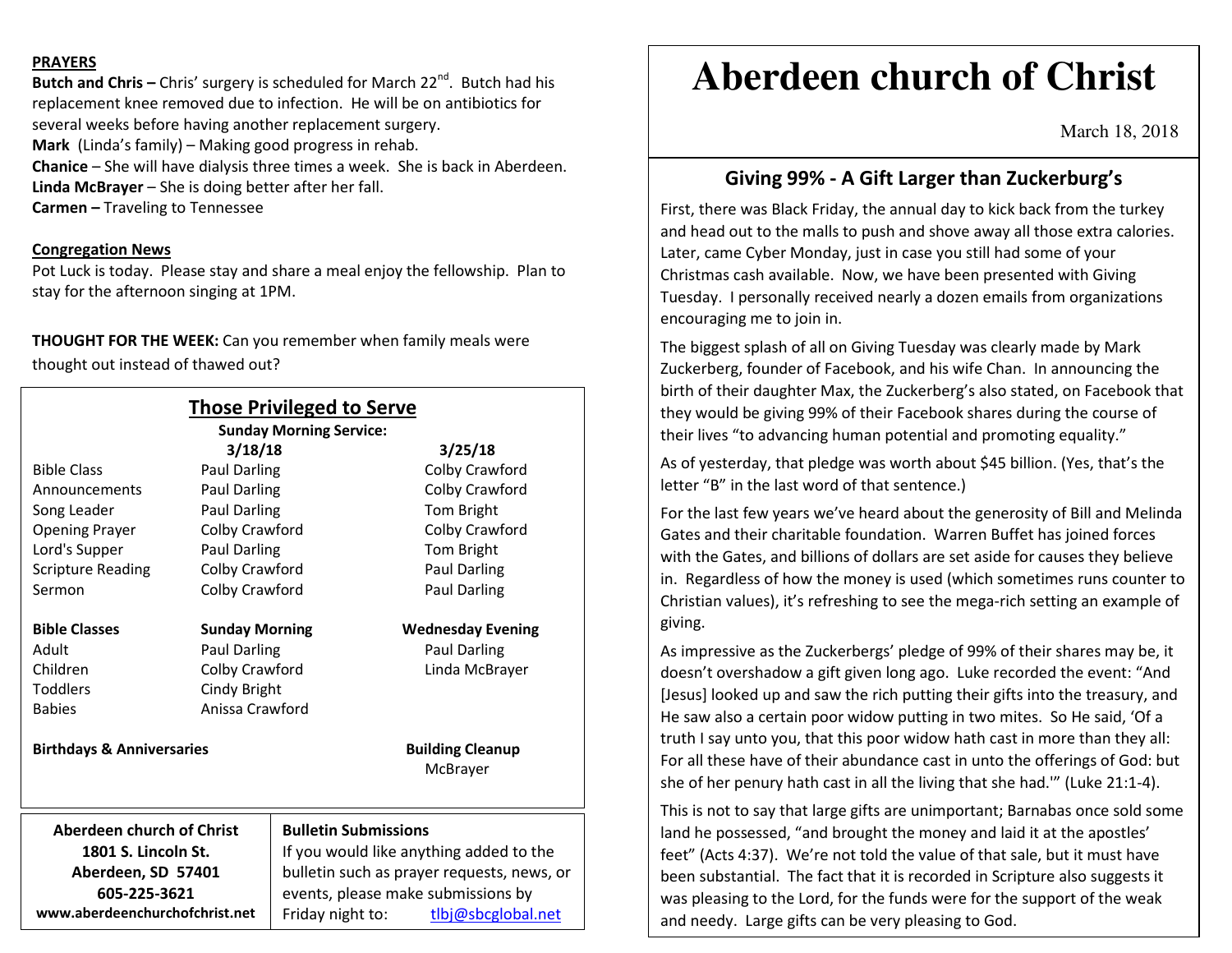**PRAYERS**

**Butch and Chris –** Chris' surgery is scheduled for March 22nd. Butch had his replacement knee removed due to infection. He will be on antibiotics for several weeks before having another replacement surgery.
**Mark** (Linda's family) – Making good progress in rehab.
**Chanice** – She will have dialysis three times a week. She is back in Aberdeen.
**Linda McBrayer** – She is doing better after her fall.
**Carmen –** Traveling to Tennessee

**Congregation News**

Pot Luck is today. Please stay and share a meal enjoy the fellowship. Plan to stay for the afternoon singing at 1PM.

**THOUGHT FOR THE WEEK:** Can you remember when family meals were thought out instead of thawed out?

## Those Privileged to Serve

**Sunday Morning Service:**

| | 3/18/18 | 3/25/18 |
|---|---|---|
| Bible Class | Paul Darling | Colby Crawford |
| Announcements | Paul Darling | Colby Crawford |
| Song Leader | Paul Darling | Tom Bright |
| Opening Prayer | Colby Crawford | Colby Crawford |
| Lord's Supper | Paul Darling | Tom Bright |
| Scripture Reading | Colby Crawford | Paul Darling |
| Sermon | Colby Crawford | Paul Darling |

| Bible Classes | Sunday Morning | Wednesday Evening |
|---|---|---|
| Adult | Paul Darling | Paul Darling |
| Children | Colby Crawford | Linda McBrayer |
| Toddlers | Cindy Bright | |
| Babies | Anissa Crawford | |

**Birthdays & Anniversaries**

**Building Cleanup**
McBrayer

**Aberdeen church of Christ**
**1801 S. Lincoln St.**
**Aberdeen, SD 57401**
**605-225-3621**
**www.aberdeenchurchofchrist.net**

**Bulletin Submissions**
If you would like anything added to the bulletin such as prayer requests, news, or events, please make submissions by Friday night to: tlbj@sbcglobal.net

# Aberdeen church of Christ

March 18, 2018

## Giving 99% - A Gift Larger than Zuckerburg's

First, there was Black Friday, the annual day to kick back from the turkey and head out to the malls to push and shove away all those extra calories. Later, came Cyber Monday, just in case you still had some of your Christmas cash available. Now, we have been presented with Giving Tuesday. I personally received nearly a dozen emails from organizations encouraging me to join in.

The biggest splash of all on Giving Tuesday was clearly made by Mark Zuckerberg, founder of Facebook, and his wife Chan. In announcing the birth of their daughter Max, the Zuckerberg's also stated, on Facebook that they would be giving 99% of their Facebook shares during the course of their lives "to advancing human potential and promoting equality."

As of yesterday, that pledge was worth about $45 billion. (Yes, that's the letter "B" in the last word of that sentence.)

For the last few years we've heard about the generosity of Bill and Melinda Gates and their charitable foundation. Warren Buffet has joined forces with the Gates, and billions of dollars are set aside for causes they believe in. Regardless of how the money is used (which sometimes runs counter to Christian values), it's refreshing to see the mega-rich setting an example of giving.

As impressive as the Zuckerbergs' pledge of 99% of their shares may be, it doesn't overshadow a gift given long ago. Luke recorded the event: "And [Jesus] looked up and saw the rich putting their gifts into the treasury, and He saw also a certain poor widow putting in two mites. So He said, 'Of a truth I say unto you, that this poor widow hath cast in more than they all: For all these have of their abundance cast in unto the offerings of God: but she of her penury hath cast in all the living that she had.'" (Luke 21:1-4).

This is not to say that large gifts are unimportant; Barnabas once sold some land he possessed, "and brought the money and laid it at the apostles' feet" (Acts 4:37). We're not told the value of that sale, but it must have been substantial. The fact that it is recorded in Scripture also suggests it was pleasing to the Lord, for the funds were for the support of the weak and needy. Large gifts can be very pleasing to God.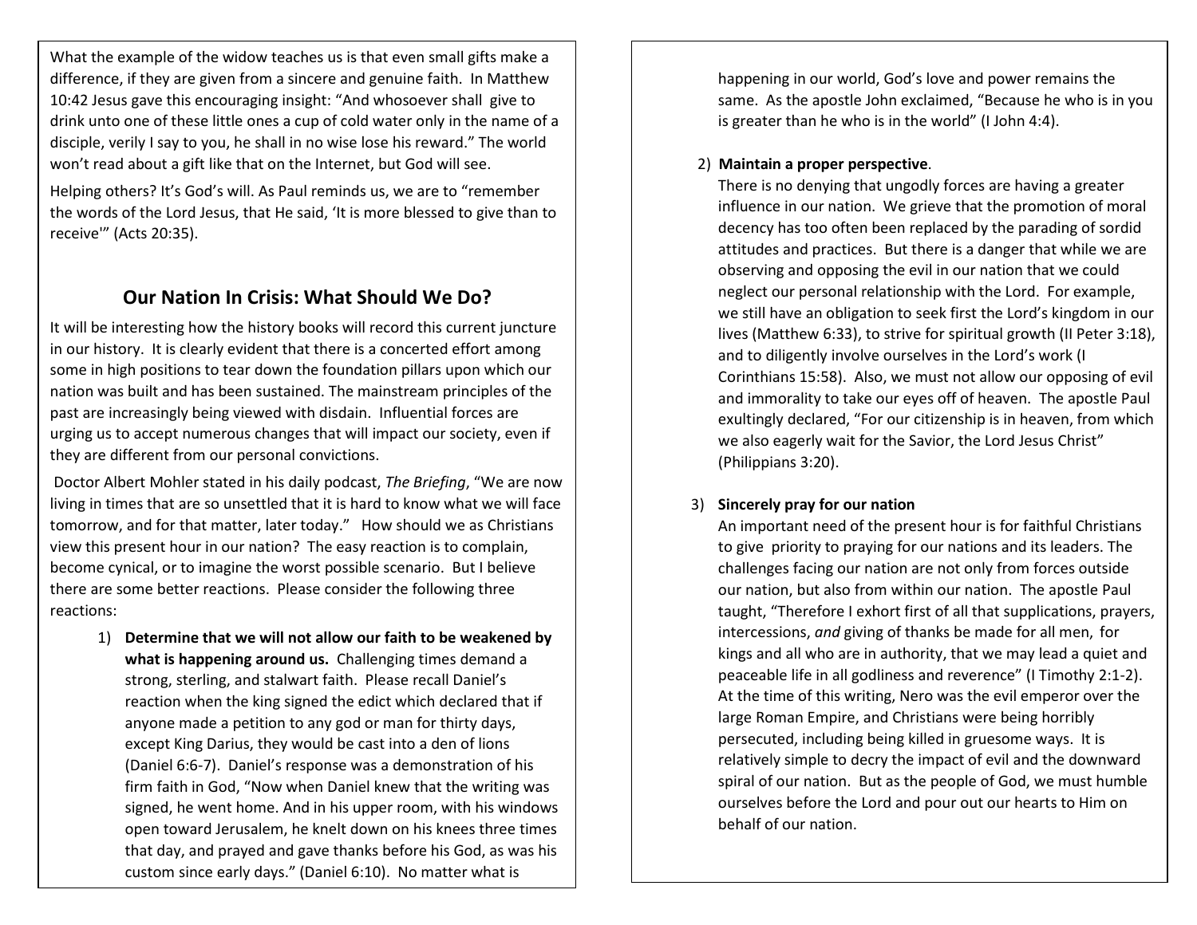What the example of the widow teaches us is that even small gifts make a difference, if they are given from a sincere and genuine faith. In Matthew 10:42 Jesus gave this encouraging insight: "And whosoever shall give to drink unto one of these little ones a cup of cold water only in the name of a disciple, verily I say to you, he shall in no wise lose his reward." The world won't read about a gift like that on the Internet, but God will see.

Helping others? It's God's will. As Paul reminds us, we are to "remember the words of the Lord Jesus, that He said, 'It is more blessed to give than to receive'" (Acts 20:35).

## Our Nation In Crisis: What Should We Do?

It will be interesting how the history books will record this current juncture in our history. It is clearly evident that there is a concerted effort among some in high positions to tear down the foundation pillars upon which our nation was built and has been sustained. The mainstream principles of the past are increasingly being viewed with disdain. Influential forces are urging us to accept numerous changes that will impact our society, even if they are different from our personal convictions.

Doctor Albert Mohler stated in his daily podcast, *The Briefing*, "We are now living in times that are so unsettled that it is hard to know what we will face tomorrow, and for that matter, later today." How should we as Christians view this present hour in our nation? The easy reaction is to complain, become cynical, or to imagine the worst possible scenario. But I believe there are some better reactions. Please consider the following three reactions:

1) **Determine that we will not allow our faith to be weakened by what is happening around us.** Challenging times demand a strong, sterling, and stalwart faith. Please recall Daniel's reaction when the king signed the edict which declared that if anyone made a petition to any god or man for thirty days, except King Darius, they would be cast into a den of lions (Daniel 6:6-7). Daniel's response was a demonstration of his firm faith in God, "Now when Daniel knew that the writing was signed, he went home. And in his upper room, with his windows open toward Jerusalem, he knelt down on his knees three times that day, and prayed and gave thanks before his God, as was his custom since early days." (Daniel 6:10). No matter what is happening in our world, God's love and power remains the same. As the apostle John exclaimed, "Because he who is in you is greater than he who is in the world" (I John 4:4).

2) **Maintain a proper perspective**.
There is no denying that ungodly forces are having a greater influence in our nation. We grieve that the promotion of moral decency has too often been replaced by the parading of sordid attitudes and practices. But there is a danger that while we are observing and opposing the evil in our nation that we could neglect our personal relationship with the Lord. For example, we still have an obligation to seek first the Lord's kingdom in our lives (Matthew 6:33), to strive for spiritual growth (II Peter 3:18), and to diligently involve ourselves in the Lord's work (I Corinthians 15:58). Also, we must not allow our opposing of evil and immorality to take our eyes off of heaven. The apostle Paul exultingly declared, "For our citizenship is in heaven, from which we also eagerly wait for the Savior, the Lord Jesus Christ" (Philippians 3:20).

3) **Sincerely pray for our nation**
An important need of the present hour is for faithful Christians to give priority to praying for our nations and its leaders. The challenges facing our nation are not only from forces outside our nation, but also from within our nation. The apostle Paul taught, "Therefore I exhort first of all that supplications, prayers, intercessions, *and* giving of thanks be made for all men, for kings and all who are in authority, that we may lead a quiet and peaceable life in all godliness and reverence" (I Timothy 2:1-2). At the time of this writing, Nero was the evil emperor over the large Roman Empire, and Christians were being horribly persecuted, including being killed in gruesome ways. It is relatively simple to decry the impact of evil and the downward spiral of our nation. But as the people of God, we must humble ourselves before the Lord and pour out our hearts to Him on behalf of our nation.